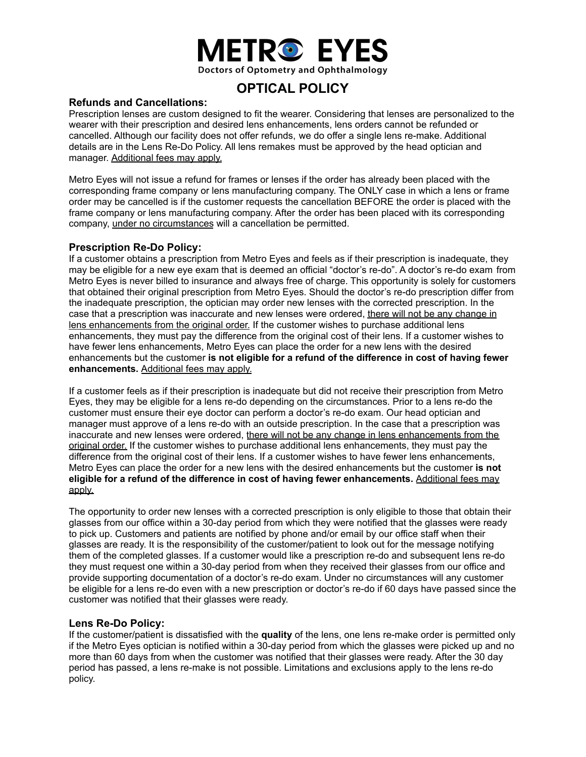# METRO EYES

Doctors of Optometry and Ophthalmology

## OPTICAL POLICY

### Refunds and Cancellations:

Prescription lenses are custom designed to fit the wearer. Considering that lenses are personalized to the wearer with their prescription and desired lens enhancements, lens orders cannot be refunded or cancelled. Although our facility does not offer refunds, we do offer a single lens re-make. Additional details are in the Lens Re-Do Policy. All lens remakes must be approved by the head optician and manager. <u>Additional fees may apply.</u>

Metro Eyes will not issue a refund for frames or lenses if the order has already been placed with the corresponding frame company or lens manufacturing company. The ONLY case in which a lens or frame order may be cancelled is if the customer requests the cancellation BEFORE the order is placed with the frame company or lens manufacturing company. After the order has been placed with its corresponding company, <u>under no circumstances</u> will a cancellation be permitted.

### Prescription Re-Do Policy:

If a customer obtains a prescription from Metro Eyes and feels as if their prescription is inadequate, they may be eligible for a new eye exam that is deemed an official "doctor's re-do". A doctor's re-do exam from Metro Eyes is never billed to insurance and always free of charge. This opportunity is solely for customers that obtained their original prescription from Metro Eyes. Should the doctor's re-do prescription differ from the inadequate prescription, the optician may order new lenses with the corrected prescription. In the case that a prescription was inaccurate and new lenses were ordered, <u>there will not be any change in lens enhancements from the original order.</u> If the customer wishes to purchase additional lens enhancements, they must pay the difference from the original cost of their lens. If a customer wishes to have fewer lens enhancements, Metro Eyes can place the order for a new lens with the desired enhancements but the customer **is not eligible for a refund of the difference in cost of having fewer enhancements.** <u>Additional fees may apply.</u>

If a customer feels as if their prescription is inadequate but did not receive their prescription from Metro Eyes, they may be eligible for a lens re-do depending on the circumstances. Prior to a lens re-do the customer must ensure their eye doctor can perform a doctor's re-do exam. Our head optician and manager must approve of a lens re-do with an outside prescription. In the case that a prescription was inaccurate and new lenses were ordered, <u>there will not be any change in lens enhancements from the original order.</u> If the customer wishes to purchase additional lens enhancements, they must pay the difference from the original cost of their lens. If a customer wishes to have fewer lens enhancements, Metro Eyes can place the order for a new lens with the desired enhancements but the customer **is not eligible for a refund of the difference in cost of having fewer enhancements.** <u>Additional fees may apply.</u>

The opportunity to order new lenses with a corrected prescription is only eligible to those that obtain their glasses from our office within a 30-day period from which they were notified that the glasses were ready to pick up. Customers and patients are notified by phone and/or email by our office staff when their glasses are ready. It is the responsibility of the customer/patient to look out for the message notifying them of the completed glasses. If a customer would like a prescription re-do and subsequent lens re-do they must request one within a 30-day period from when they received their glasses from our office and provide supporting documentation of a doctor's re-do exam. Under no circumstances will any customer be eligible for a lens re-do even with a new prescription or doctor's re-do if 60 days have passed since the customer was notified that their glasses were ready.

### Lens Re-Do Policy:

If the customer/patient is dissatisfied with the **quality** of the lens, one lens re-make order is permitted only if the Metro Eyes optician is notified within a 30-day period from which the glasses were picked up and no more than 60 days from when the customer was notified that their glasses were ready. After the 30 day period has passed, a lens re-make is not possible. Limitations and exclusions apply to the lens re-do policy.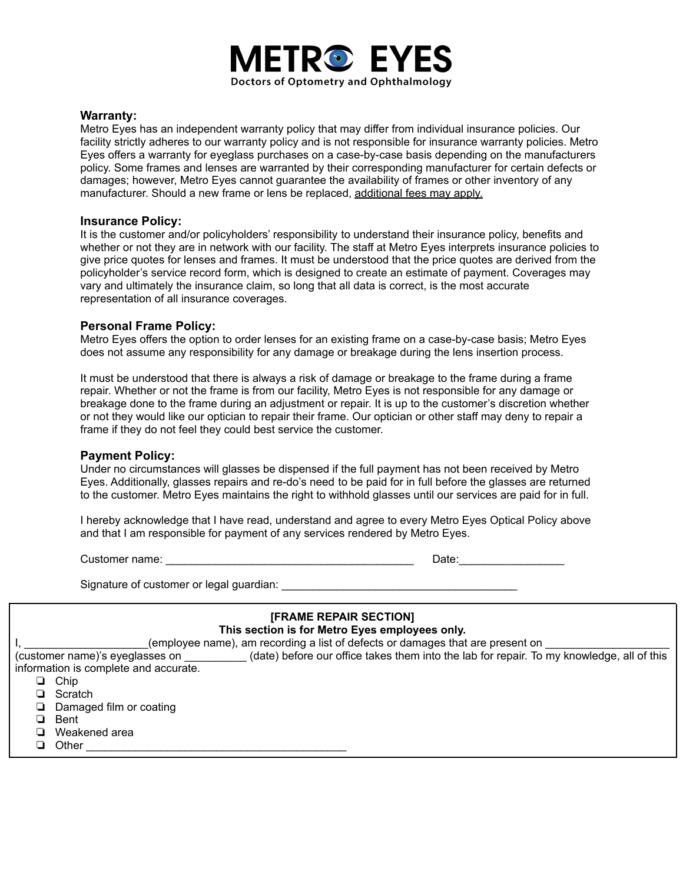# METRO EYES

**Doctors of Optometry and Ophthalmology**

### Warranty:

Metro Eyes has an independent warranty policy that may differ from individual insurance policies. Our facility strictly adheres to our warranty policy and is not responsible for insurance warranty policies. Metro Eyes offers a warranty for eyeglass purchases on a case-by-case basis depending on the manufacturers policy. Some frames and lenses are warranted by their corresponding manufacturer for certain defects or damages; however, Metro Eyes cannot guarantee the availability of frames or other inventory of any manufacturer. Should a new frame or lens be replaced, <u>additional fees may apply.</u>

### Insurance Policy:

It is the customer and/or policyholders' responsibility to understand their insurance policy, benefits and whether or not they are in network with our facility. The staff at Metro Eyes interprets insurance policies to give price quotes for lenses and frames. It must be understood that the price quotes are derived from the policyholder's service record form, which is designed to create an estimate of payment. Coverages may vary and ultimately the insurance claim, so long that all data is correct, is the most accurate representation of all insurance coverages.

### Personal Frame Policy:

Metro Eyes offers the option to order lenses for an existing frame on a case-by-case basis; Metro Eyes does not assume any responsibility for any damage or breakage during the lens insertion process.

It must be understood that there is always a risk of damage or breakage to the frame during a frame repair. Whether or not the frame is from our facility, Metro Eyes is not responsible for any damage or breakage done to the frame during an adjustment or repair. It is up to the customer's discretion whether or not they would like our optician to repair their frame. Our optician or other staff may deny to repair a frame if they do not feel they could best service the customer.

### Payment Policy:

Under no circumstances will glasses be dispensed if the full payment has not been received by Metro Eyes. Additionally, glasses repairs and re-do's need to be paid for in full before the glasses are returned to the customer. Metro Eyes maintains the right to withhold glasses until our services are paid for in full.

I hereby acknowledge that I have read, understand and agree to every Metro Eyes Optical Policy above and that I am responsible for payment of any services rendered by Metro Eyes.

Customer name: ________________________________________ Date:________________

Signature of customer or legal guardian: ______________________________________

**[FRAME REPAIR SECTION]**

**This section is for Metro Eyes employees only.**

I, ___________________(employee name), am recording a list of defects or damages that are present on ___________________ (customer name)'s eyeglasses on __________ (date) before our office takes them into the lab for repair. To my knowledge, all of this information is complete and accurate.

- ❏ Chip
- ❏ Scratch
- ❏ Damaged film or coating
- ❏ Bent
- ❏ Weakened area
- ❏ Other __________________________________________